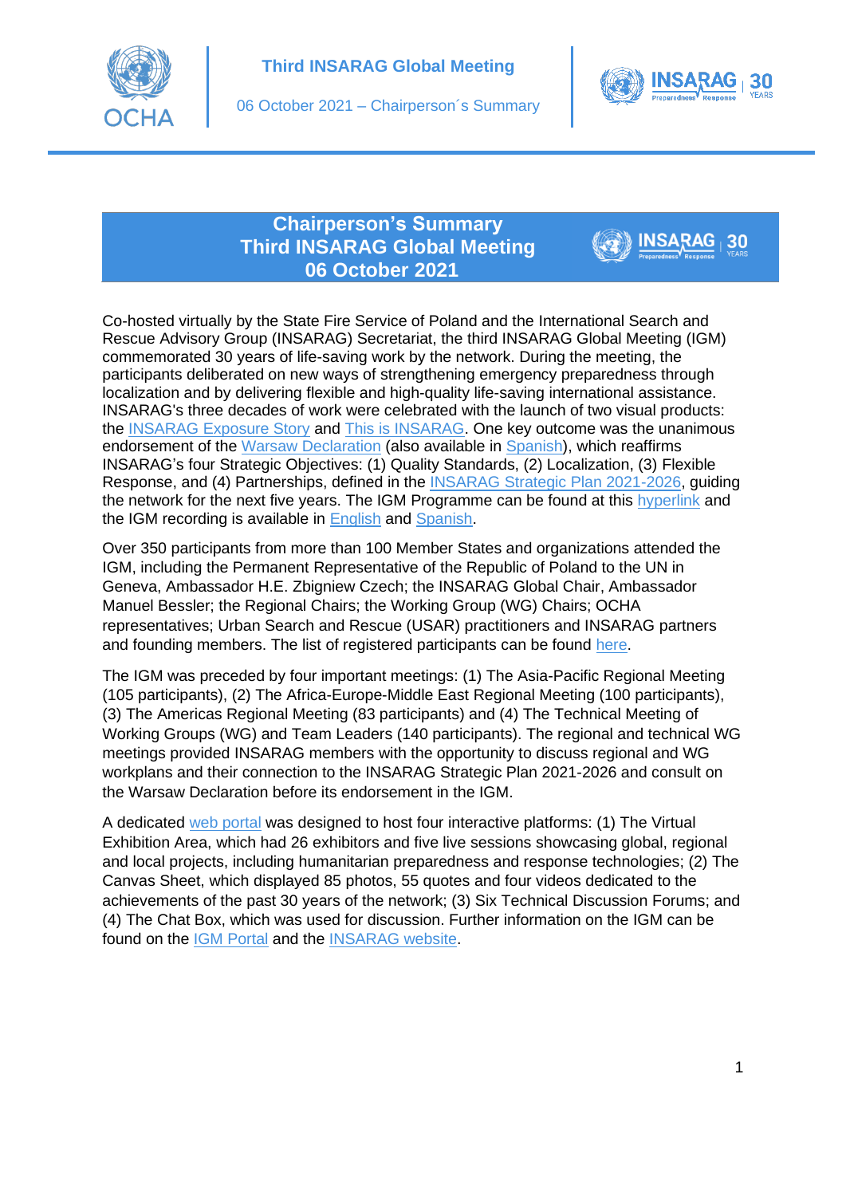# Chairperson's Summary
# Third INSARAG Global Meeting
# 06 October 2021

Co-hosted virtually by the State Fire Service of Poland and the International Search and Rescue Advisory Group (INSARAG) Secretariat, the third INSARAG Global Meeting (IGM) commemorated 30 years of life-saving work by the network. During the meeting, the participants deliberated on new ways of strengthening emergency preparedness through localization and by delivering flexible and high-quality life-saving international assistance. INSARAG's three decades of work were celebrated with the launch of two visual products: the INSARAG Exposure Story and This is INSARAG. One key outcome was the unanimous endorsement of the Warsaw Declaration (also available in Spanish), which reaffirms INSARAG's four Strategic Objectives: (1) Quality Standards, (2) Localization, (3) Flexible Response, and (4) Partnerships, defined in the INSARAG Strategic Plan 2021-2026, guiding the network for the next five years. The IGM Programme can be found at this hyperlink and the IGM recording is available in English and Spanish.

Over 350 participants from more than 100 Member States and organizations attended the IGM, including the Permanent Representative of the Republic of Poland to the UN in Geneva, Ambassador H.E. Zbigniew Czech; the INSARAG Global Chair, Ambassador Manuel Bessler; the Regional Chairs; the Working Group (WG) Chairs; OCHA representatives; Urban Search and Rescue (USAR) practitioners and INSARAG partners and founding members. The list of registered participants can be found here.

The IGM was preceded by four important meetings: (1) The Asia-Pacific Regional Meeting (105 participants), (2) The Africa-Europe-Middle East Regional Meeting (100 participants), (3) The Americas Regional Meeting (83 participants) and (4) The Technical Meeting of Working Groups (WG) and Team Leaders (140 participants). The regional and technical WG meetings provided INSARAG members with the opportunity to discuss regional and WG workplans and their connection to the INSARAG Strategic Plan 2021-2026 and consult on the Warsaw Declaration before its endorsement in the IGM.

A dedicated web portal was designed to host four interactive platforms: (1) The Virtual Exhibition Area, which had 26 exhibitors and five live sessions showcasing global, regional and local projects, including humanitarian preparedness and response technologies; (2) The Canvas Sheet, which displayed 85 photos, 55 quotes and four videos dedicated to the achievements of the past 30 years of the network; (3) Six Technical Discussion Forums; and (4) The Chat Box, which was used for discussion. Further information on the IGM can be found on the IGM Portal and the INSARAG website.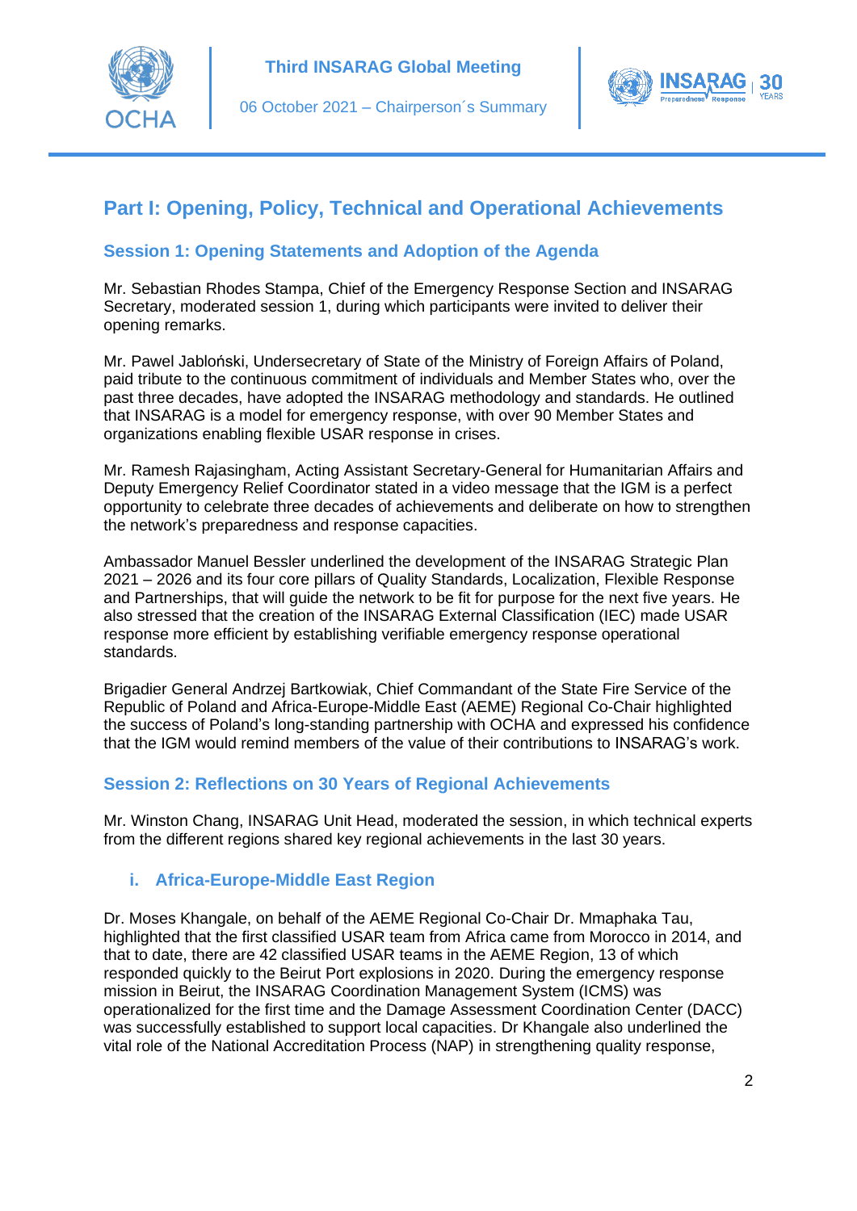# Part I: Opening, Policy, Technical and Operational Achievements

## Session 1: Opening Statements and Adoption of the Agenda

Mr. Sebastian Rhodes Stampa, Chief of the Emergency Response Section and INSARAG Secretary, moderated session 1, during which participants were invited to deliver their opening remarks.

Mr. Pawel Jabloński, Undersecretary of State of the Ministry of Foreign Affairs of Poland, paid tribute to the continuous commitment of individuals and Member States who, over the past three decades, have adopted the INSARAG methodology and standards. He outlined that INSARAG is a model for emergency response, with over 90 Member States and organizations enabling flexible USAR response in crises.

Mr. Ramesh Rajasingham, Acting Assistant Secretary-General for Humanitarian Affairs and Deputy Emergency Relief Coordinator stated in a video message that the IGM is a perfect opportunity to celebrate three decades of achievements and deliberate on how to strengthen the network's preparedness and response capacities.

Ambassador Manuel Bessler underlined the development of the INSARAG Strategic Plan 2021 – 2026 and its four core pillars of Quality Standards, Localization, Flexible Response and Partnerships, that will guide the network to be fit for purpose for the next five years. He also stressed that the creation of the INSARAG External Classification (IEC) made USAR response more efficient by establishing verifiable emergency response operational standards.

Brigadier General Andrzej Bartkowiak, Chief Commandant of the State Fire Service of the Republic of Poland and Africa-Europe-Middle East (AEME) Regional Co-Chair highlighted the success of Poland's long-standing partnership with OCHA and expressed his confidence that the IGM would remind members of the value of their contributions to INSARAG's work.

## Session 2: Reflections on 30 Years of Regional Achievements

Mr. Winston Chang, INSARAG Unit Head, moderated the session, in which technical experts from the different regions shared key regional achievements in the last 30 years.

### i. Africa-Europe-Middle East Region

Dr. Moses Khangale, on behalf of the AEME Regional Co-Chair Dr. Mmaphaka Tau, highlighted that the first classified USAR team from Africa came from Morocco in 2014, and that to date, there are 42 classified USAR teams in the AEME Region, 13 of which responded quickly to the Beirut Port explosions in 2020. During the emergency response mission in Beirut, the INSARAG Coordination Management System (ICMS) was operationalized for the first time and the Damage Assessment Coordination Center (DACC) was successfully established to support local capacities. Dr Khangale also underlined the vital role of the National Accreditation Process (NAP) in strengthening quality response,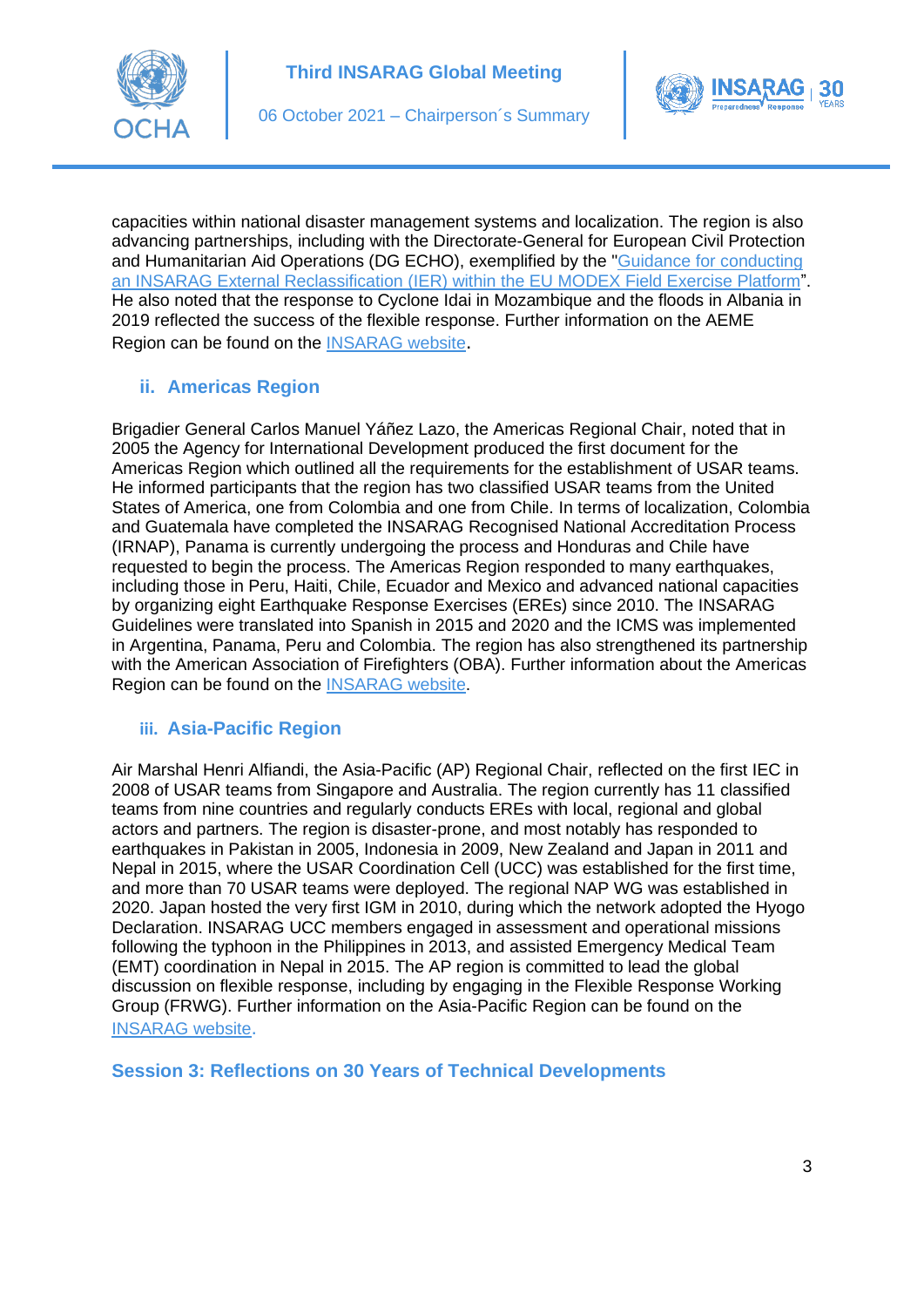capacities within national disaster management systems and localization. The region is also advancing partnerships, including with the Directorate-General for European Civil Protection and Humanitarian Aid Operations (DG ECHO), exemplified by the "[Guidance for conducting an INSARAG External Reclassification (IER) within the EU MODEX Field Exercise Platform]()". He also noted that the response to Cyclone Idai in Mozambique and the floods in Albania in 2019 reflected the success of the flexible response. Further information on the AEME Region can be found on the [INSARAG website]().

### ii. Americas Region

Brigadier General Carlos Manuel Yáñez Lazo, the Americas Regional Chair, noted that in 2005 the Agency for International Development produced the first document for the Americas Region which outlined all the requirements for the establishment of USAR teams. He informed participants that the region has two classified USAR teams from the United States of America, one from Colombia and one from Chile. In terms of localization, Colombia and Guatemala have completed the INSARAG Recognised National Accreditation Process (IRNAP), Panama is currently undergoing the process and Honduras and Chile have requested to begin the process. The Americas Region responded to many earthquakes, including those in Peru, Haiti, Chile, Ecuador and Mexico and advanced national capacities by organizing eight Earthquake Response Exercises (EREs) since 2010. The INSARAG Guidelines were translated into Spanish in 2015 and 2020 and the ICMS was implemented in Argentina, Panama, Peru and Colombia. The region has also strengthened its partnership with the American Association of Firefighters (OBA). Further information about the Americas Region can be found on the [INSARAG website]().

### iii. Asia-Pacific Region

Air Marshal Henri Alfiandi, the Asia-Pacific (AP) Regional Chair, reflected on the first IEC in 2008 of USAR teams from Singapore and Australia. The region currently has 11 classified teams from nine countries and regularly conducts EREs with local, regional and global actors and partners. The region is disaster-prone, and most notably has responded to earthquakes in Pakistan in 2005, Indonesia in 2009, New Zealand and Japan in 2011 and Nepal in 2015, where the USAR Coordination Cell (UCC) was established for the first time, and more than 70 USAR teams were deployed. The regional NAP WG was established in 2020. Japan hosted the very first IGM in 2010, during which the network adopted the Hygo Declaration. INSARAG UCC members engaged in assessment and operational missions following the typhoon in the Philippines in 2013, and assisted Emergency Medical Team (EMT) coordination in Nepal in 2015. The AP region is committed to lead the global discussion on flexible response, including by engaging in the Flexible Response Working Group (FRWG). Further information on the Asia-Pacific Region can be found on the [INSARAG website]().

## Session 3: Reflections on 30 Years of Technical Developments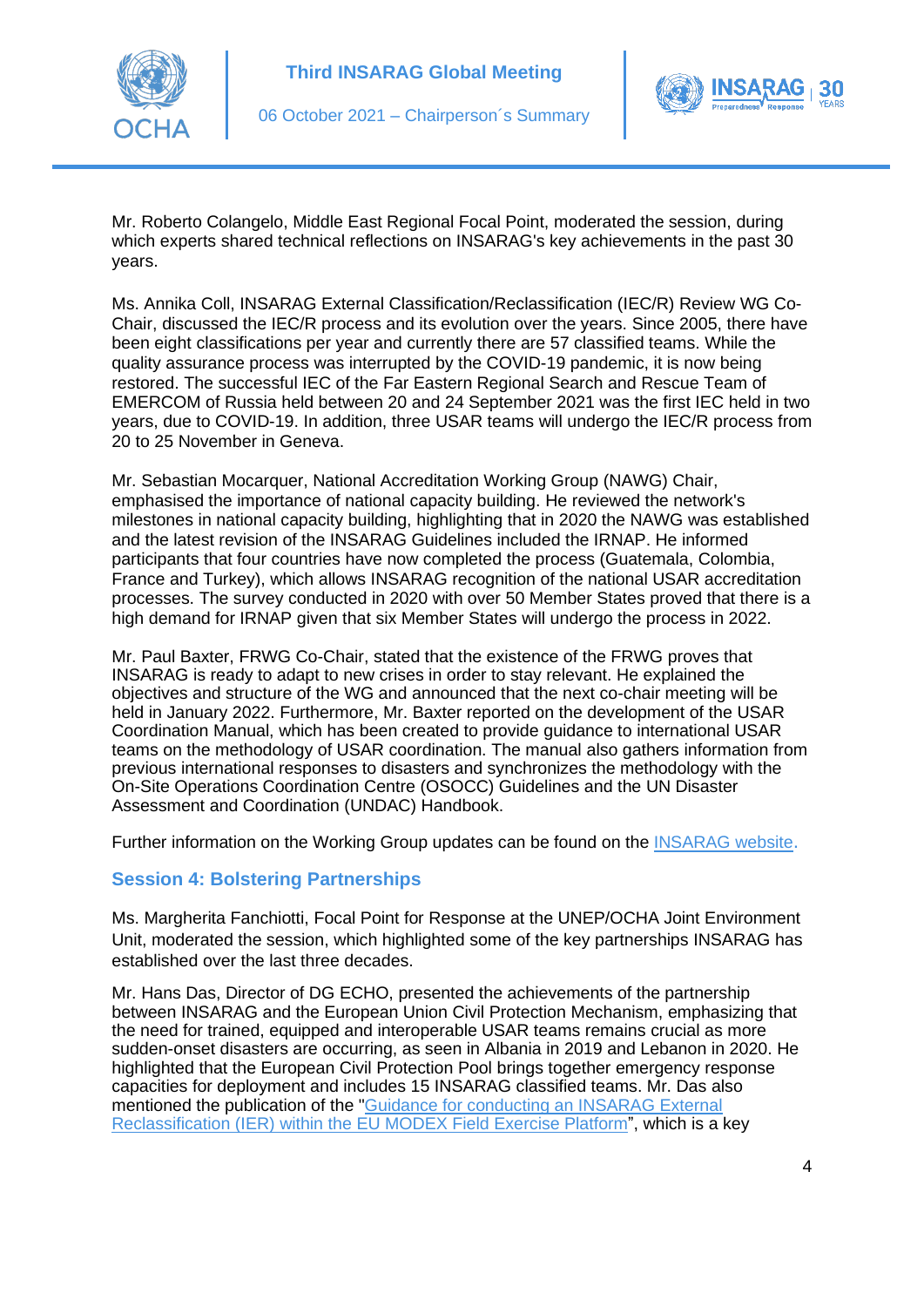Mr. Roberto Colangelo, Middle East Regional Focal Point, moderated the session, during which experts shared technical reflections on INSARAG's key achievements in the past 30 years.

Ms. Annika Coll, INSARAG External Classification/Reclassification (IEC/R) Review WG Co-Chair, discussed the IEC/R process and its evolution over the years. Since 2005, there have been eight classifications per year and currently there are 57 classified teams. While the quality assurance process was interrupted by the COVID-19 pandemic, it is now being restored. The successful IEC of the Far Eastern Regional Search and Rescue Team of EMERCOM of Russia held between 20 and 24 September 2021 was the first IEC held in two years, due to COVID-19. In addition, three USAR teams will undergo the IEC/R process from 20 to 25 November in Geneva.

Mr. Sebastian Mocarquer, National Accreditation Working Group (NAWG) Chair, emphasised the importance of national capacity building. He reviewed the network's milestones in national capacity building, highlighting that in 2020 the NAWG was established and the latest revision of the INSARAG Guidelines included the IRNAP. He informed participants that four countries have now completed the process (Guatemala, Colombia, France and Turkey), which allows INSARAG recognition of the national USAR accreditation processes. The survey conducted in 2020 with over 50 Member States proved that there is a high demand for IRNAP given that six Member States will undergo the process in 2022.

Mr. Paul Baxter, FRWG Co-Chair, stated that the existence of the FRWG proves that INSARAG is ready to adapt to new crises in order to stay relevant. He explained the objectives and structure of the WG and announced that the next co-chair meeting will be held in January 2022. Furthermore, Mr. Baxter reported on the development of the USAR Coordination Manual, which has been created to provide guidance to international USAR teams on the methodology of USAR coordination. The manual also gathers information from previous international responses to disasters and synchronizes the methodology with the On-Site Operations Coordination Centre (OSOCC) Guidelines and the UN Disaster Assessment and Coordination (UNDAC) Handbook.

Further information on the Working Group updates can be found on the INSARAG website.

## Session 4: Bolstering Partnerships

Ms. Margherita Fanchiotti, Focal Point for Response at the UNEP/OCHA Joint Environment Unit, moderated the session, which highlighted some of the key partnerships INSARAG has established over the last three decades.

Mr. Hans Das, Director of DG ECHO, presented the achievements of the partnership between INSARAG and the European Union Civil Protection Mechanism, emphasizing that the need for trained, equipped and interoperable USAR teams remains crucial as more sudden-onset disasters are occurring, as seen in Albania in 2019 and Lebanon in 2020. He highlighted that the European Civil Protection Pool brings together emergency response capacities for deployment and includes 15 INSARAG classified teams. Mr. Das also mentioned the publication of the "Guidance for conducting an INSARAG External Reclassification (IER) within the EU MODEX Field Exercise Platform", which is a key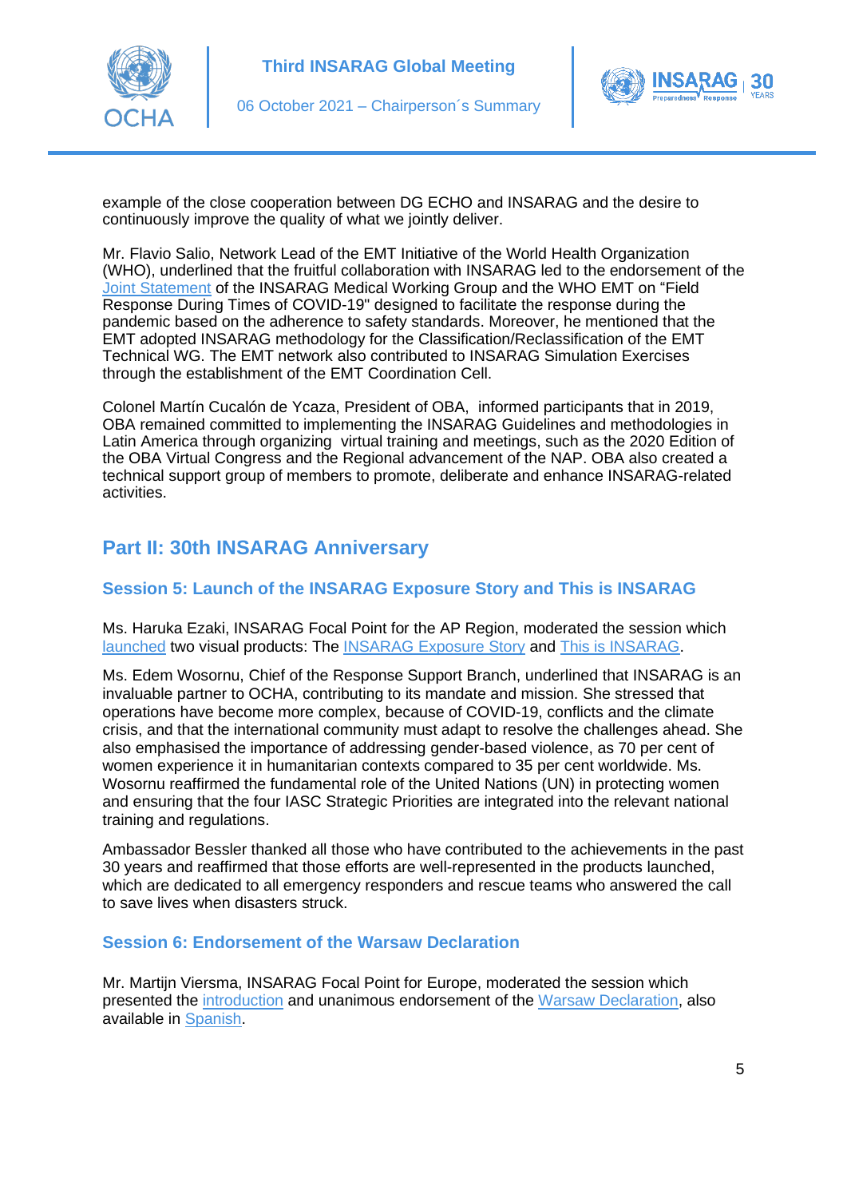example of the close cooperation between DG ECHO and INSARAG and the desire to continuously improve the quality of what we jointly deliver.

Mr. Flavio Salio, Network Lead of the EMT Initiative of the World Health Organization (WHO), underlined that the fruitful collaboration with INSARAG led to the endorsement of the Joint Statement of the INSARAG Medical Working Group and the WHO EMT on "Field Response During Times of COVID-19" designed to facilitate the response during the pandemic based on the adherence to safety standards. Moreover, he mentioned that the EMT adopted INSARAG methodology for the Classification/Reclassification of the EMT Technical WG. The EMT network also contributed to INSARAG Simulation Exercises through the establishment of the EMT Coordination Cell.

Colonel Martín Cucalón de Ycaza, President of OBA, informed participants that in 2019, OBA remained committed to implementing the INSARAG Guidelines and methodologies in Latin America through organizing virtual training and meetings, such as the 2020 Edition of the OBA Virtual Congress and the Regional advancement of the NAP. OBA also created a technical support group of members to promote, deliberate and enhance INSARAG-related activities.

## Part II: 30th INSARAG Anniversary

### Session 5: Launch of the INSARAG Exposure Story and This is INSARAG

Ms. Haruka Ezaki, INSARAG Focal Point for the AP Region, moderated the session which launched two visual products: The INSARAG Exposure Story and This is INSARAG.

Ms. Edem Wosornu, Chief of the Response Support Branch, underlined that INSARAG is an invaluable partner to OCHA, contributing to its mandate and mission. She stressed that operations have become more complex, because of COVID-19, conflicts and the climate crisis, and that the international community must adapt to resolve the challenges ahead. She also emphasised the importance of addressing gender-based violence, as 70 per cent of women experience it in humanitarian contexts compared to 35 per cent worldwide. Ms. Wosornu reaffirmed the fundamental role of the United Nations (UN) in protecting women and ensuring that the four IASC Strategic Priorities are integrated into the relevant national training and regulations.

Ambassador Bessler thanked all those who have contributed to the achievements in the past 30 years and reaffirmed that those efforts are well-represented in the products launched, which are dedicated to all emergency responders and rescue teams who answered the call to save lives when disasters struck.

### Session 6: Endorsement of the Warsaw Declaration

Mr. Martijn Viersma, INSARAG Focal Point for Europe, moderated the session which presented the introduction and unanimous endorsement of the Warsaw Declaration, also available in Spanish.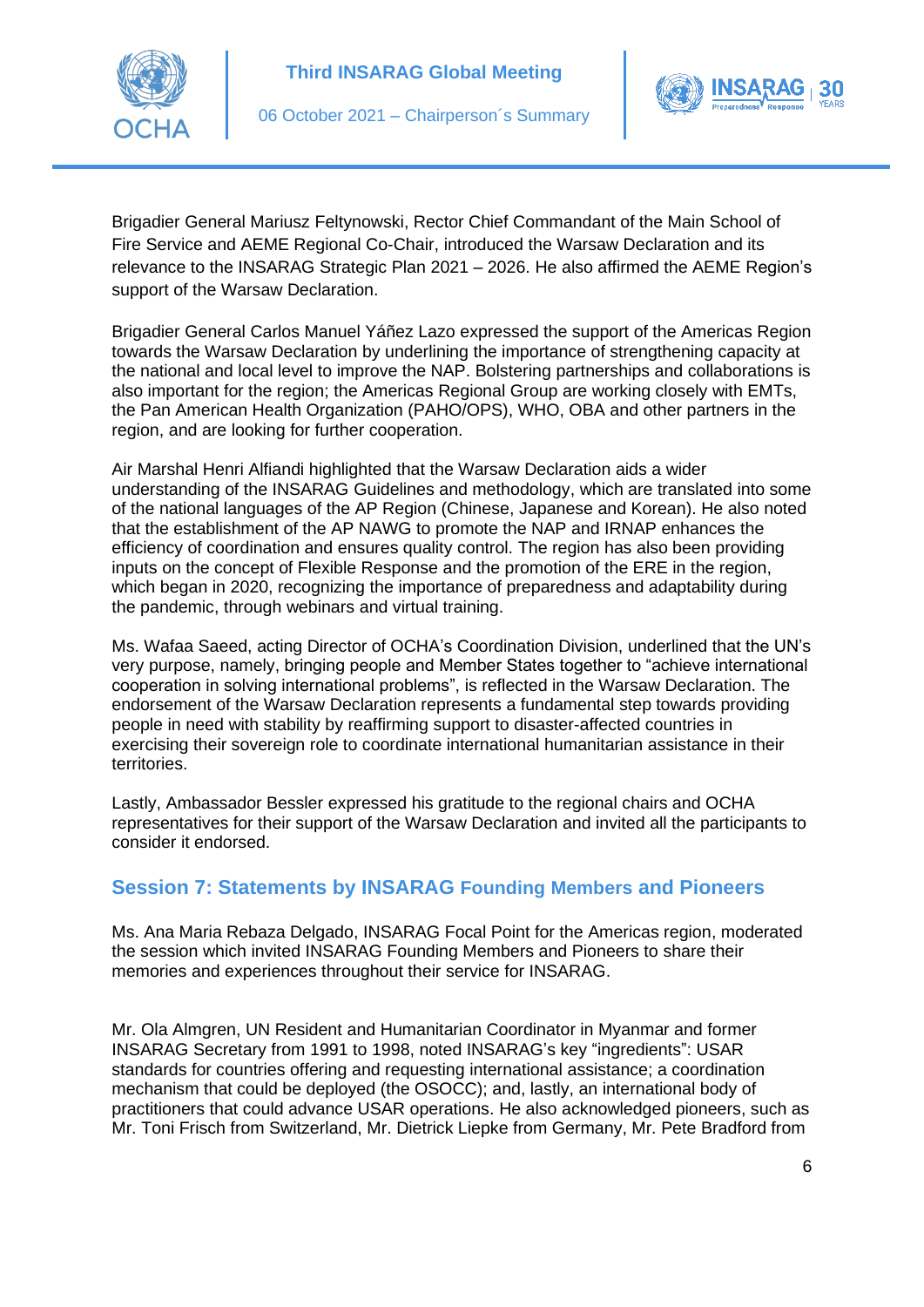Brigadier General Mariusz Feltynowski, Rector Chief Commandant of the Main School of Fire Service and AEME Regional Co-Chair, introduced the Warsaw Declaration and its relevance to the INSARAG Strategic Plan 2021 – 2026. He also affirmed the AEME Region's support of the Warsaw Declaration.

Brigadier General Carlos Manuel Yáñez Lazo expressed the support of the Americas Region towards the Warsaw Declaration by underlining the importance of strengthening capacity at the national and local level to improve the NAP. Bolstering partnerships and collaborations is also important for the region; the Americas Regional Group are working closely with EMTs, the Pan American Health Organization (PAHO/OPS), WHO, OBA and other partners in the region, and are looking for further cooperation.

Air Marshal Henri Alfiandi highlighted that the Warsaw Declaration aids a wider understanding of the INSARAG Guidelines and methodology, which are translated into some of the national languages of the AP Region (Chinese, Japanese and Korean). He also noted that the establishment of the AP NAWG to promote the NAP and IRNAP enhances the efficiency of coordination and ensures quality control. The region has also been providing inputs on the concept of Flexible Response and the promotion of the ERE in the region, which began in 2020, recognizing the importance of preparedness and adaptability during the pandemic, through webinars and virtual training.

Ms. Wafaa Saeed, acting Director of OCHA's Coordination Division, underlined that the UN's very purpose, namely, bringing people and Member States together to "achieve international cooperation in solving international problems", is reflected in the Warsaw Declaration. The endorsement of the Warsaw Declaration represents a fundamental step towards providing people in need with stability by reaffirming support to disaster-affected countries in exercising their sovereign role to coordinate international humanitarian assistance in their territories.

Lastly, Ambassador Bessler expressed his gratitude to the regional chairs and OCHA representatives for their support of the Warsaw Declaration and invited all the participants to consider it endorsed.

## Session 7: Statements by INSARAG Founding Members and Pioneers

Ms. Ana Maria Rebaza Delgado, INSARAG Focal Point for the Americas region, moderated the session which invited INSARAG Founding Members and Pioneers to share their memories and experiences throughout their service for INSARAG.

Mr. Ola Almgren, UN Resident and Humanitarian Coordinator in Myanmar and former INSARAG Secretary from 1991 to 1998, noted INSARAG's key "ingredients": USAR standards for countries offering and requesting international assistance; a coordination mechanism that could be deployed (the OSOCC); and, lastly, an international body of practitioners that could advance USAR operations. He also acknowledged pioneers, such as Mr. Toni Frisch from Switzerland, Mr. Dietrick Liepke from Germany, Mr. Pete Bradford from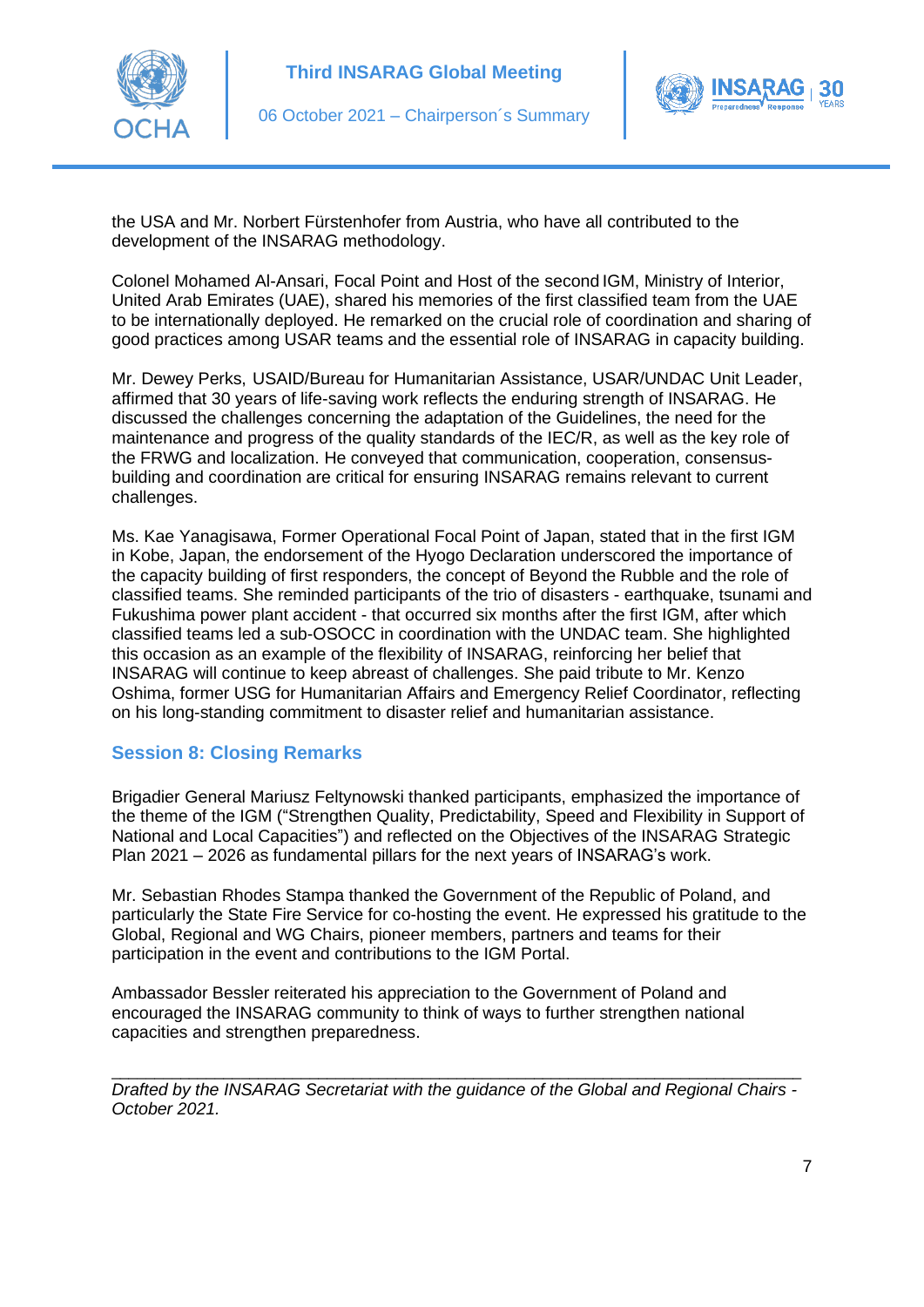the USA and Mr. Norbert Fürstenhofer from Austria, who have all contributed to the development of the INSARAG methodology.

Colonel Mohamed Al-Ansari, Focal Point and Host of the second IGM, Ministry of Interior, United Arab Emirates (UAE), shared his memories of the first classified team from the UAE to be internationally deployed. He remarked on the crucial role of coordination and sharing of good practices among USAR teams and the essential role of INSARAG in capacity building.

Mr. Dewey Perks, USAID/Bureau for Humanitarian Assistance, USAR/UNDAC Unit Leader, affirmed that 30 years of life-saving work reflects the enduring strength of INSARAG. He discussed the challenges concerning the adaptation of the Guidelines, the need for the maintenance and progress of the quality standards of the IEC/R, as well as the key role of the FRWG and localization. He conveyed that communication, cooperation, consensus-building and coordination are critical for ensuring INSARAG remains relevant to current challenges.

Ms. Kae Yanagisawa, Former Operational Focal Point of Japan, stated that in the first IGM in Kobe, Japan, the endorsement of the Hyogo Declaration underscored the importance of the capacity building of first responders, the concept of Beyond the Rubble and the role of classified teams. She reminded participants of the trio of disasters - earthquake, tsunami and Fukushima power plant accident - that occurred six months after the first IGM, after which classified teams led a sub-OSOCC in coordination with the UNDAC team. She highlighted this occasion as an example of the flexibility of INSARAG, reinforcing her belief that INSARAG will continue to keep abreast of challenges. She paid tribute to Mr. Kenzo Oshima, former USG for Humanitarian Affairs and Emergency Relief Coordinator, reflecting on his long-standing commitment to disaster relief and humanitarian assistance.

## Session 8: Closing Remarks

Brigadier General Mariusz Feltynowski thanked participants, emphasized the importance of the theme of the IGM (“Strengthen Quality, Predictability, Speed and Flexibility in Support of National and Local Capacities”) and reflected on the Objectives of the INSARAG Strategic Plan 2021 – 2026 as fundamental pillars for the next years of INSARAG’s work.

Mr. Sebastian Rhodes Stampa thanked the Government of the Republic of Poland, and particularly the State Fire Service for co-hosting the event. He expressed his gratitude to the Global, Regional and WG Chairs, pioneer members, partners and teams for their participation in the event and contributions to the IGM Portal.

Ambassador Bessler reiterated his appreciation to the Government of Poland and encouraged the INSARAG community to think of ways to further strengthen national capacities and strengthen preparedness.

---

*Drafted by the INSARAG Secretariat with the guidance of the Global and Regional Chairs - October 2021.*